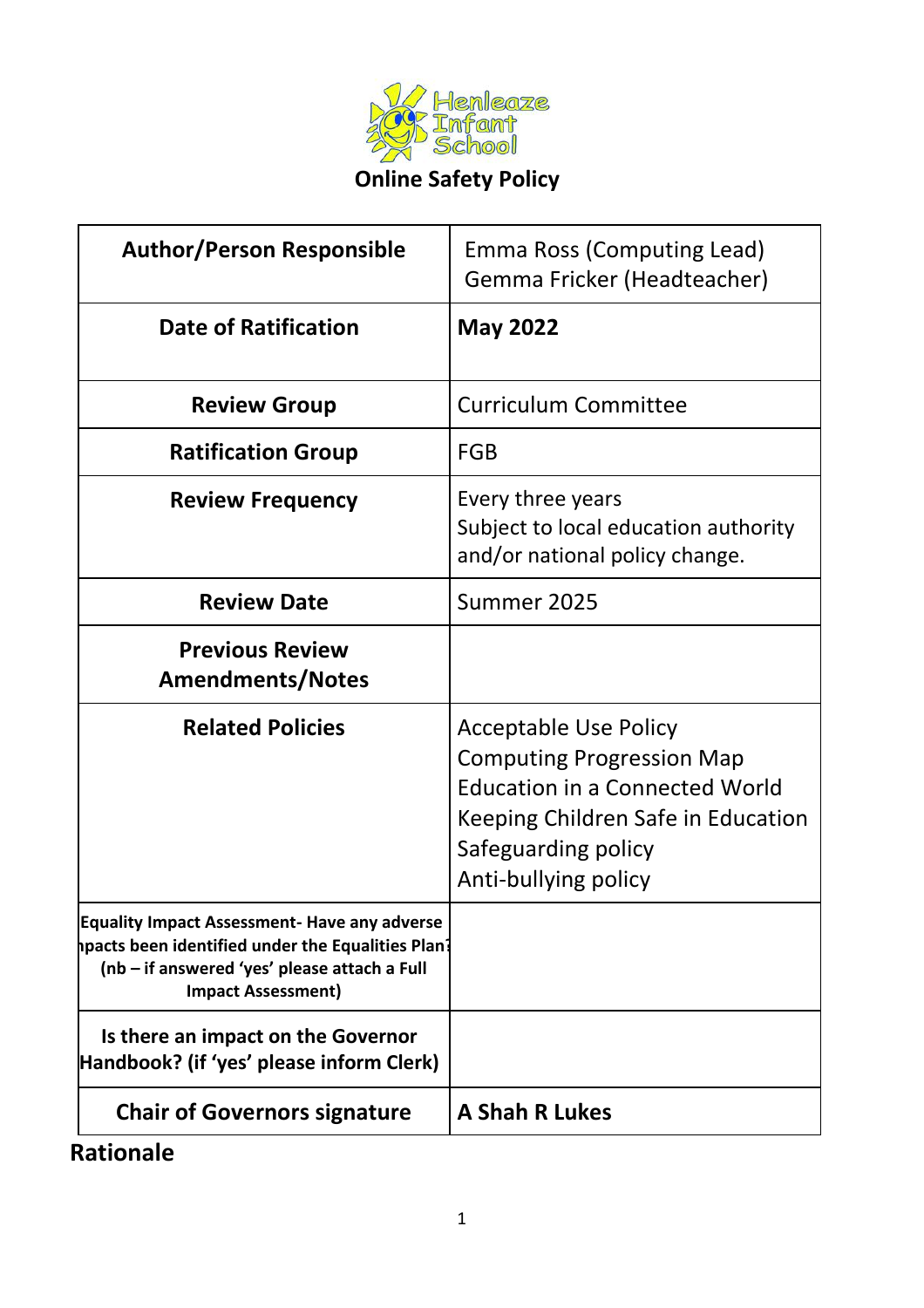Henleaze Infant School

# Online Safety Policy

| Author/Person Responsible | Emma Ross (Computing Lead)<br>Gemma Fricker (Headteacher) |
|---|---|
| Date of Ratification | **May 2022** |
| Review Group | Curriculum Committee |
| Ratification Group | FGB |
| Review Frequency | Every three years<br>Subject to local education authority and/or national policy change. |
| Review Date | Summer 2025 |
| Previous Review Amendments/Notes | |
| Related Policies | Acceptable Use Policy<br>Computing Progression Map<br>Education in a Connected World<br>Keeping Children Safe in Education<br>Safeguarding policy<br>Anti-bullying policy |
| Equality Impact Assessment- Have any adverse impacts been identified under the Equalities Plan? (nb – if answered 'yes' please attach a Full Impact Assessment) | |
| Is there an impact on the Governor Handbook? (if 'yes' please inform Clerk) | |
| Chair of Governors signature | **A Shah R Lukes** |

## Rationale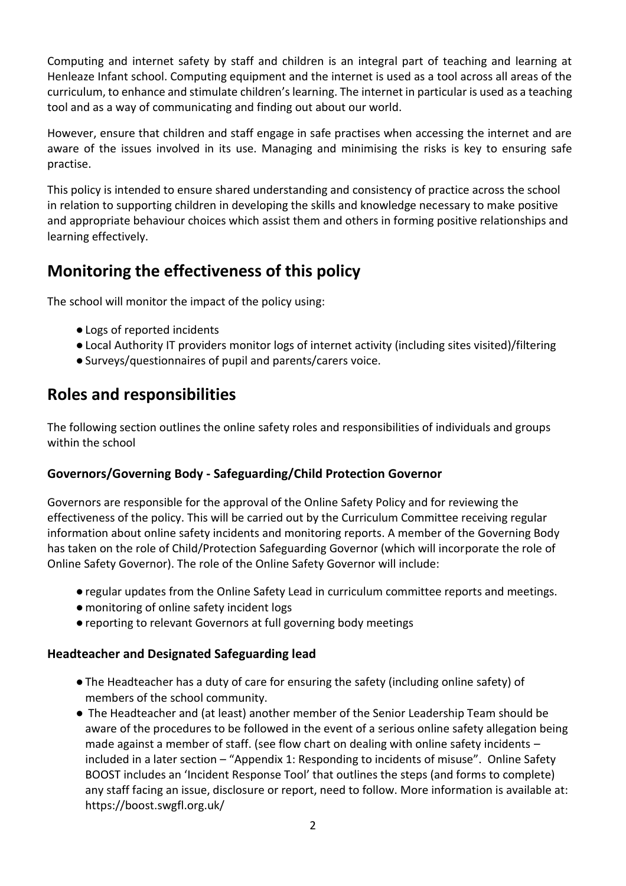Computing and internet safety by staff and children is an integral part of teaching and learning at Henleaze Infant school. Computing equipment and the internet is used as a tool across all areas of the curriculum, to enhance and stimulate children's learning. The internet in particular is used as a teaching tool and as a way of communicating and finding out about our world.

However, ensure that children and staff engage in safe practises when accessing the internet and are aware of the issues involved in its use. Managing and minimising the risks is key to ensuring safe practise.

This policy is intended to ensure shared understanding and consistency of practice across the school in relation to supporting children in developing the skills and knowledge necessary to make positive and appropriate behaviour choices which assist them and others in forming positive relationships and learning effectively.

## Monitoring the effectiveness of this policy

The school will monitor the impact of the policy using:

- Logs of reported incidents
- Local Authority IT providers monitor logs of internet activity (including sites visited)/filtering
- Surveys/questionnaires of pupil and parents/carers voice.

## Roles and responsibilities

The following section outlines the online safety roles and responsibilities of individuals and groups within the school

### Governors/Governing Body - Safeguarding/Child Protection Governor

Governors are responsible for the approval of the Online Safety Policy and for reviewing the effectiveness of the policy. This will be carried out by the Curriculum Committee receiving regular information about online safety incidents and monitoring reports. A member of the Governing Body has taken on the role of Child/Protection Safeguarding Governor (which will incorporate the role of Online Safety Governor). The role of the Online Safety Governor will include:

- regular updates from the Online Safety Lead in curriculum committee reports and meetings.
- monitoring of online safety incident logs
- reporting to relevant Governors at full governing body meetings

### Headteacher and Designated Safeguarding lead

- The Headteacher has a duty of care for ensuring the safety (including online safety) of members of the school community.
- The Headteacher and (at least) another member of the Senior Leadership Team should be aware of the procedures to be followed in the event of a serious online safety allegation being made against a member of staff. (see flow chart on dealing with online safety incidents – included in a later section – "Appendix 1: Responding to incidents of misuse". Online Safety BOOST includes an 'Incident Response Tool' that outlines the steps (and forms to complete) any staff facing an issue, disclosure or report, need to follow. More information is available at: https://boost.swgfl.org.uk/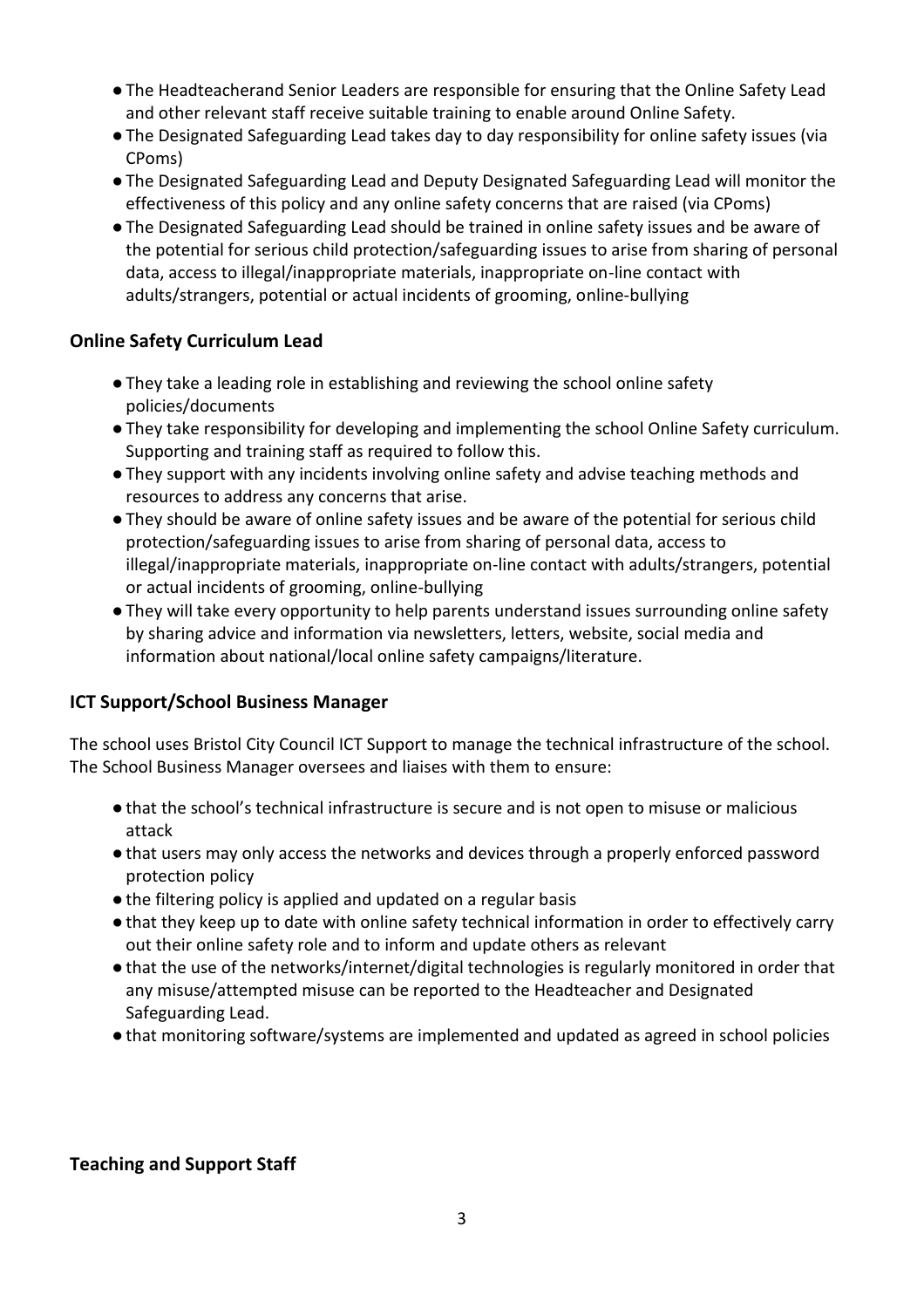- The Headteacherand Senior Leaders are responsible for ensuring that the Online Safety Lead and other relevant staff receive suitable training to enable around Online Safety.
- The Designated Safeguarding Lead takes day to day responsibility for online safety issues (via CPoms)
- The Designated Safeguarding Lead and Deputy Designated Safeguarding Lead will monitor the effectiveness of this policy and any online safety concerns that are raised (via CPoms)
- The Designated Safeguarding Lead should be trained in online safety issues and be aware of the potential for serious child protection/safeguarding issues to arise from sharing of personal data, access to illegal/inappropriate materials, inappropriate on-line contact with adults/strangers, potential or actual incidents of grooming, online-bullying

### Online Safety Curriculum Lead

- They take a leading role in establishing and reviewing the school online safety policies/documents
- They take responsibility for developing and implementing the school Online Safety curriculum. Supporting and training staff as required to follow this.
- They support with any incidents involving online safety and advise teaching methods and resources to address any concerns that arise.
- They should be aware of online safety issues and be aware of the potential for serious child protection/safeguarding issues to arise from sharing of personal data, access to illegal/inappropriate materials, inappropriate on-line contact with adults/strangers, potential or actual incidents of grooming, online-bullying
- They will take every opportunity to help parents understand issues surrounding online safety by sharing advice and information via newsletters, letters, website, social media and information about national/local online safety campaigns/literature.

### ICT Support/School Business Manager

The school uses Bristol City Council ICT Support to manage the technical infrastructure of the school. The School Business Manager oversees and liaises with them to ensure:

- that the school's technical infrastructure is secure and is not open to misuse or malicious attack
- that users may only access the networks and devices through a properly enforced password protection policy
- the filtering policy is applied and updated on a regular basis
- that they keep up to date with online safety technical information in order to effectively carry out their online safety role and to inform and update others as relevant
- that the use of the networks/internet/digital technologies is regularly monitored in order that any misuse/attempted misuse can be reported to the Headteacher and Designated Safeguarding Lead.
- that monitoring software/systems are implemented and updated as agreed in school policies

### Teaching and Support Staff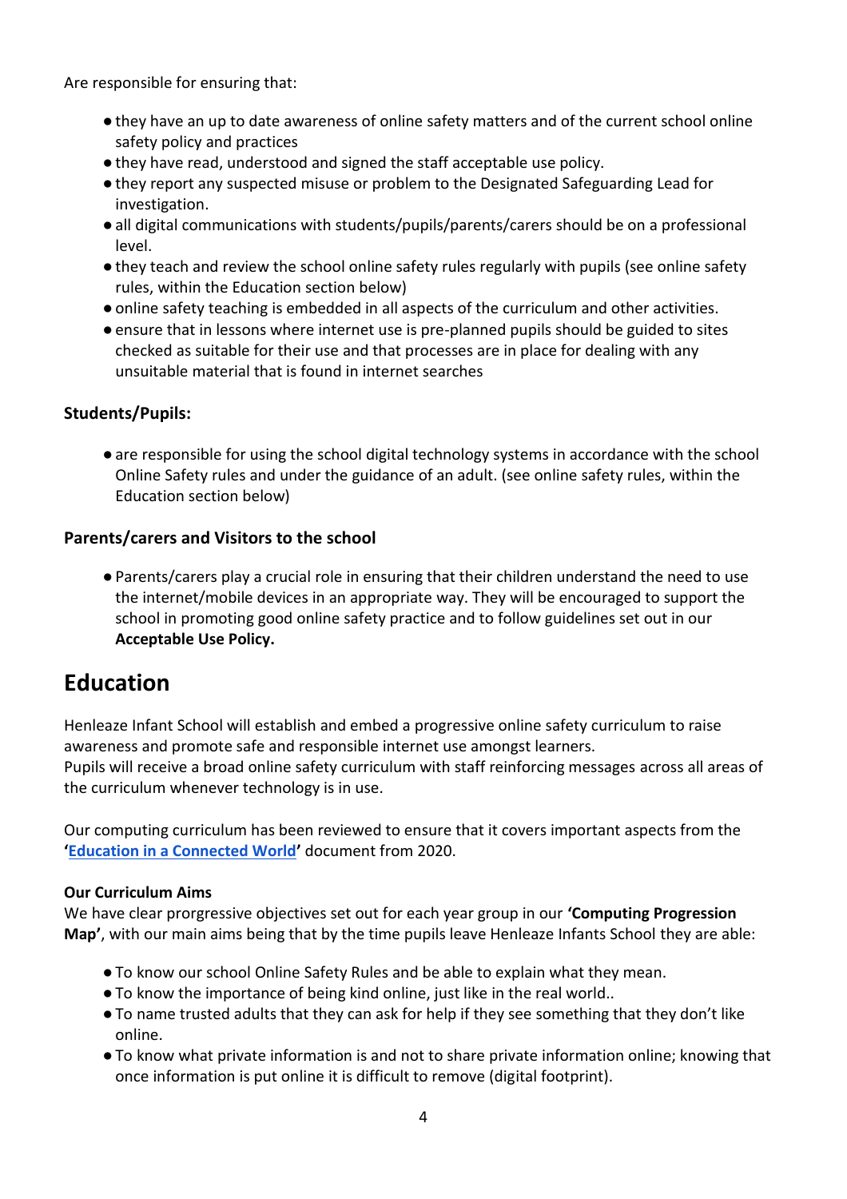Are responsible for ensuring that:

- they have an up to date awareness of online safety matters and of the current school online safety policy and practices
- they have read, understood and signed the staff acceptable use policy.
- they report any suspected misuse or problem to the Designated Safeguarding Lead for investigation.
- all digital communications with students/pupils/parents/carers should be on a professional level.
- they teach and review the school online safety rules regularly with pupils (see online safety rules, within the Education section below)
- online safety teaching is embedded in all aspects of the curriculum and other activities.
- ensure that in lessons where internet use is pre-planned pupils should be guided to sites checked as suitable for their use and that processes are in place for dealing with any unsuitable material that is found in internet searches

### Students/Pupils:

- are responsible for using the school digital technology systems in accordance with the school Online Safety rules and under the guidance of an adult. (see online safety rules, within the Education section below)

### Parents/carers and Visitors to the school

- Parents/carers play a crucial role in ensuring that their children understand the need to use the internet/mobile devices in an appropriate way. They will be encouraged to support the school in promoting good online safety practice and to follow guidelines set out in our **Acceptable Use Policy.**

## Education

Henleaze Infant School will establish and embed a progressive online safety curriculum to raise awareness and promote safe and responsible internet use amongst learners.
Pupils will receive a broad online safety curriculum with staff reinforcing messages across all areas of the curriculum whenever technology is in use.

Our computing curriculum has been reviewed to ensure that it covers important aspects from the **'Education in a Connected World'** document from 2020.

**Our Curriculum Aims**
We have clear prorgressive objectives set out for each year group in our **'Computing Progression Map'**, with our main aims being that by the time pupils leave Henleaze Infants School they are able:

- To know our school Online Safety Rules and be able to explain what they mean.
- To know the importance of being kind online, just like in the real world..
- To name trusted adults that they can ask for help if they see something that they don't like online.
- To know what private information is and not to share private information online; knowing that once information is put online it is difficult to remove (digital footprint).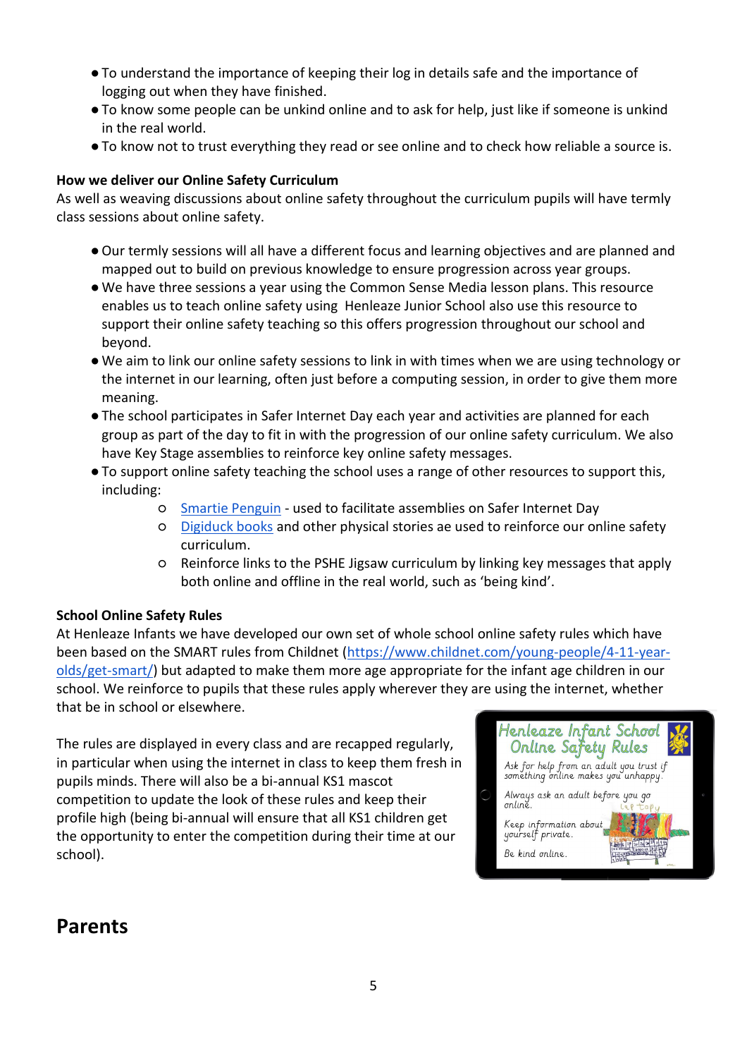- To understand the importance of keeping their log in details safe and the importance of logging out when they have finished.
- To know some people can be unkind online and to ask for help, just like if someone is unkind in the real world.
- To know not to trust everything they read or see online and to check how reliable a source is.

**How we deliver our Online Safety Curriculum**

As well as weaving discussions about online safety throughout the curriculum pupils will have termly class sessions about online safety.

- Our termly sessions will all have a different focus and learning objectives and are planned and mapped out to build on previous knowledge to ensure progression across year groups.
- We have three sessions a year using the Common Sense Media lesson plans. This resource enables us to teach online safety using  Henleaze Junior School also use this resource to support their online safety teaching so this offers progression throughout our school and beyond.
- We aim to link our online safety sessions to link in with times when we are using technology or the internet in our learning, often just before a computing session, in order to give them more meaning.
- The school participates in Safer Internet Day each year and activities are planned for each group as part of the day to fit in with the progression of our online safety curriculum. We also have Key Stage assemblies to reinforce key online safety messages.
- To support online safety teaching the school uses a range of other resources to support this, including:
    - Smartie Penguin - used to facilitate assemblies on Safer Internet Day
    - Digiduck books and other physical stories ae used to reinforce our online safety curriculum.
    - Reinforce links to the PSHE Jigsaw curriculum by linking key messages that apply both online and offline in the real world, such as 'being kind'.

**School Online Safety Rules**

At Henleaze Infants we have developed our own set of whole school online safety rules which have been based on the SMART rules from Childnet (https://www.childnet.com/young-people/4-11-year-olds/get-smart/) but adapted to make them more age appropriate for the infant age children in our school. We reinforce to pupils that these rules apply wherever they are using the internet, whether that be in school or elsewhere.

The rules are displayed in every class and are recapped regularly, in particular when using the internet in class to keep them fresh in pupils minds. There will also be a bi-annual KS1 mascot competition to update the look of these rules and keep their profile high (being bi-annual will ensure that all KS1 children get the opportunity to enter the competition during their time at our school).

Henleaze Infant School Online Safety Rules

Ask for help from an adult you trust if something online makes you unhappy.

Always ask an adult before you go online.

Keep information about yourself private.

Be kind online.

## Parents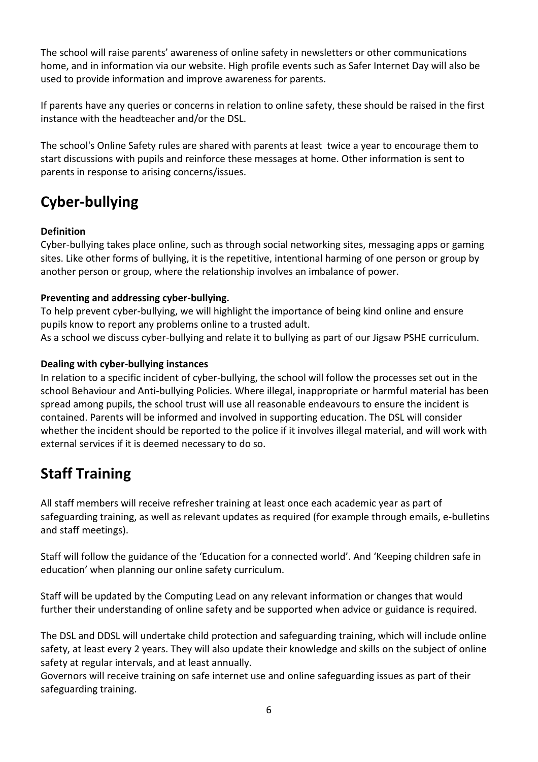The school will raise parents' awareness of online safety in newsletters or other communications home, and in information via our website. High profile events such as Safer Internet Day will also be used to provide information and improve awareness for parents.

If parents have any queries or concerns in relation to online safety, these should be raised in the first instance with the headteacher and/or the DSL.

The school's Online Safety rules are shared with parents at least twice a year to encourage them to start discussions with pupils and reinforce these messages at home. Other information is sent to parents in response to arising concerns/issues.

## Cyber-bullying

**Definition**
Cyber-bullying takes place online, such as through social networking sites, messaging apps or gaming sites. Like other forms of bullying, it is the repetitive, intentional harming of one person or group by another person or group, where the relationship involves an imbalance of power.

**Preventing and addressing cyber-bullying.**
To help prevent cyber-bullying, we will highlight the importance of being kind online and ensure pupils know to report any problems online to a trusted adult.
As a school we discuss cyber-bullying and relate it to bullying as part of our Jigsaw PSHE curriculum.

**Dealing with cyber-bullying instances**
In relation to a specific incident of cyber-bullying, the school will follow the processes set out in the school Behaviour and Anti-bullying Policies. Where illegal, inappropriate or harmful material has been spread among pupils, the school trust will use all reasonable endeavours to ensure the incident is contained. Parents will be informed and involved in supporting education. The DSL will consider whether the incident should be reported to the police if it involves illegal material, and will work with external services if it is deemed necessary to do so.

## Staff Training

All staff members will receive refresher training at least once each academic year as part of safeguarding training, as well as relevant updates as required (for example through emails, e-bulletins and staff meetings).

Staff will follow the guidance of the 'Education for a connected world'. And 'Keeping children safe in education' when planning our online safety curriculum.

Staff will be updated by the Computing Lead on any relevant information or changes that would further their understanding of online safety and be supported when advice or guidance is required.

The DSL and DDSL will undertake child protection and safeguarding training, which will include online safety, at least every 2 years. They will also update their knowledge and skills on the subject of online safety at regular intervals, and at least annually.
Governors will receive training on safe internet use and online safeguarding issues as part of their safeguarding training.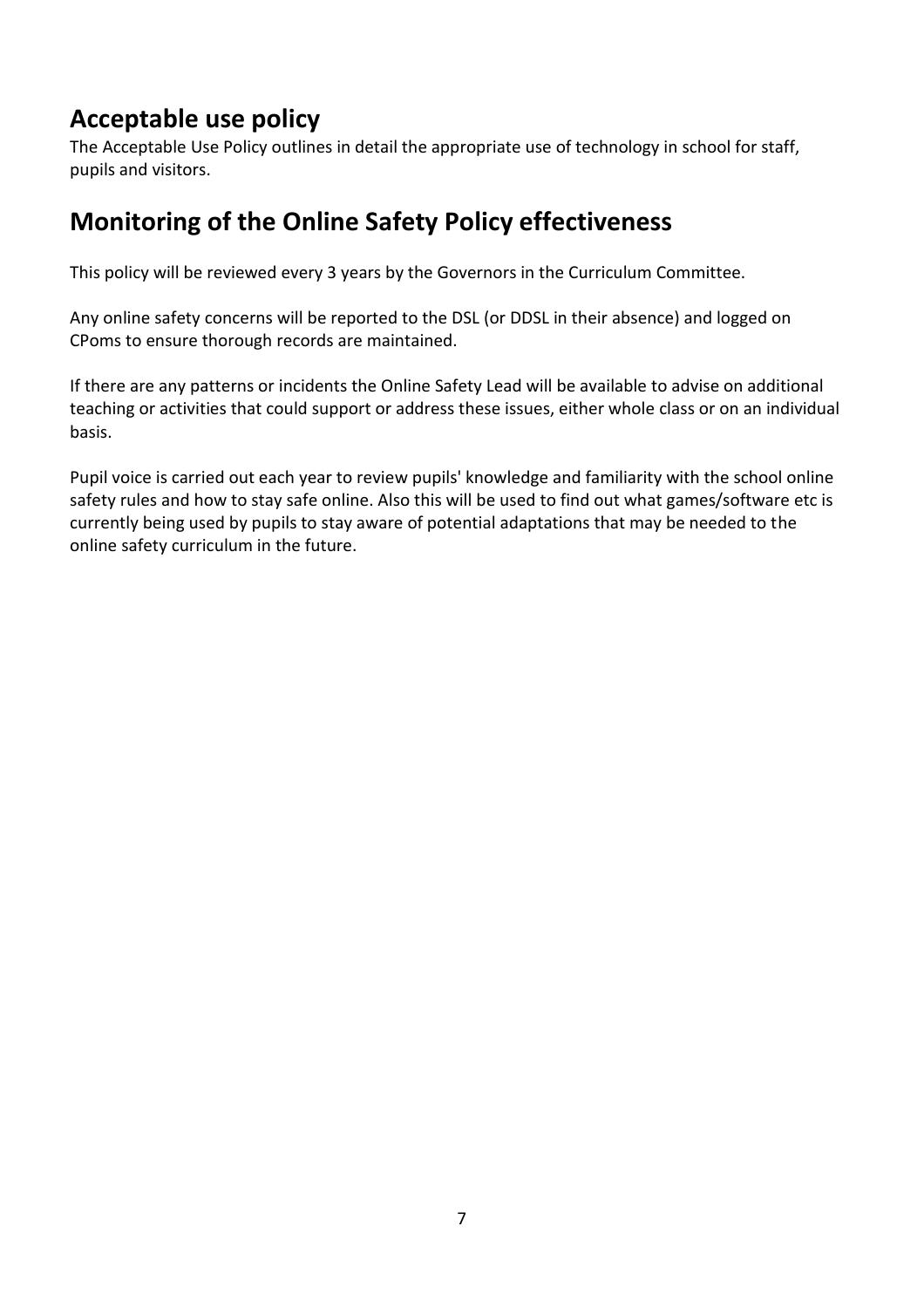## Acceptable use policy

The Acceptable Use Policy outlines in detail the appropriate use of technology in school for staff, pupils and visitors.

## Monitoring of the Online Safety Policy effectiveness

This policy will be reviewed every 3 years by the Governors in the Curriculum Committee.

Any online safety concerns will be reported to the DSL (or DDSL in their absence) and logged on CPoms to ensure thorough records are maintained.

If there are any patterns or incidents the Online Safety Lead will be available to advise on additional teaching or activities that could support or address these issues, either whole class or on an individual basis.

Pupil voice is carried out each year to review pupils' knowledge and familiarity with the school online safety rules and how to stay safe online. Also this will be used to find out what games/software etc is currently being used by pupils to stay aware of potential adaptations that may be needed to the online safety curriculum in the future.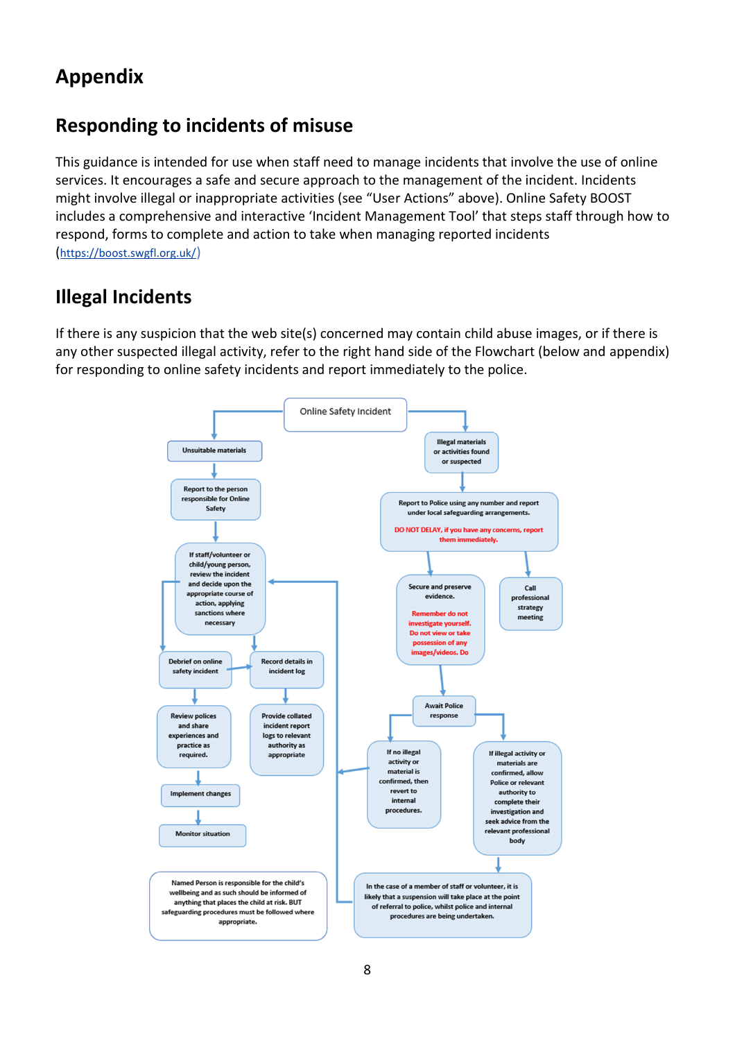# Appendix

## Responding to incidents of misuse

This guidance is intended for use when staff need to manage incidents that involve the use of online services. It encourages a safe and secure approach to the management of the incident. Incidents might involve illegal or inappropriate activities (see "User Actions" above). Online Safety BOOST includes a comprehensive and interactive 'Incident Management Tool' that steps staff through how to respond, forms to complete and action to take when managing reported incidents (https://boost.swgfl.org.uk/)

## Illegal Incidents

If there is any suspicion that the web site(s) concerned may contain child abuse images, or if there is any other suspected illegal activity, refer to the right hand side of the Flowchart (below and appendix) for responding to online safety incidents and report immediately to the police.

Online Safety Incident

Unsuitable materials

Report to the person responsible for Online Safety

If staff/volunteer or child/young person, review the incident and decide upon the appropriate course of action, applying sanctions where necessary

Debrief on online safety incident

Record details in incident log

Review polices and share experiences and practice as required.

Provide collated incident report logs to relevant authority as appropriate

Implement changes

Monitor situation

Named Person is responsible for the child's wellbeing and as such should be informed of anything that places the child at risk. BUT safeguarding procedures must be followed where appropriate.

Illegal materials or activities found or suspected

Report to Police using any number and report under local safeguarding arrangements.

DO NOT DELAY, if you have any concerns, report them immediately.

Secure and preserve evidence.

Remember do not investigate yourself. Do not view or take possession of any images/videos. Do

Call professional strategy meeting

Await Police response

If no illegal activity or material is confirmed, then revert to internal procedures.

If illegal activity or materials are confirmed, allow Police or relevant authority to complete their investigation and seek advice from the relevant professional body

In the case of a member of staff or volunteer, it is likely that a suspension will take place at the point of referral to police, whilst police and internal procedures are being undertaken.